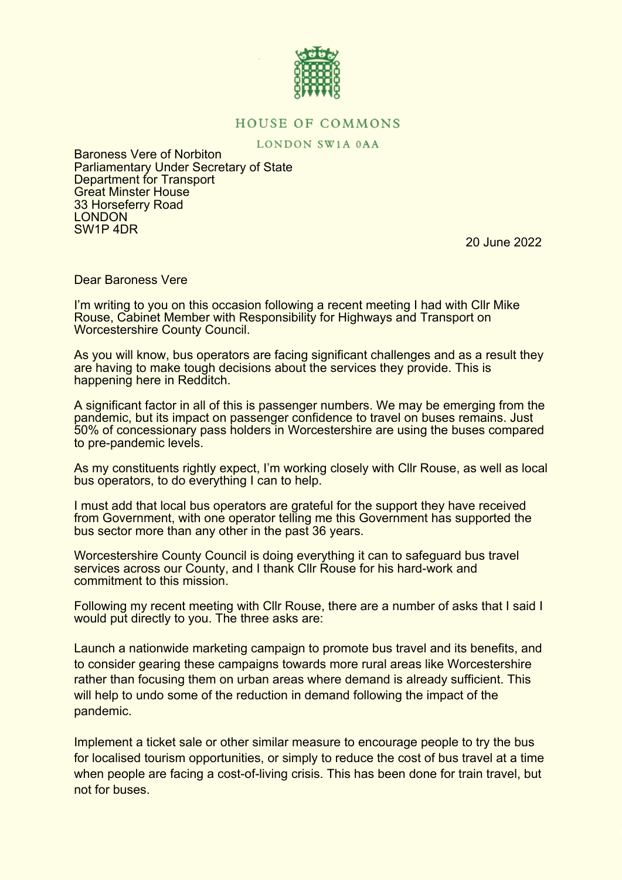HOUSE OF COMMONS

LONDON SW1A 0AA

Baroness Vere of Norbiton
Parliamentary Under Secretary of State
Department for Transport
Great Minster House
33 Horseferry Road
LONDON
SW1P 4DR

20 June 2022

Dear Baroness Vere

I'm writing to you on this occasion following a recent meeting I had with Cllr Mike Rouse, Cabinet Member with Responsibility for Highways and Transport on Worcestershire County Council.

As you will know, bus operators are facing significant challenges and as a result they are having to make tough decisions about the services they provide. This is happening here in Redditch.

A significant factor in all of this is passenger numbers. We may be emerging from the pandemic, but its impact on passenger confidence to travel on buses remains. Just 50% of concessionary pass holders in Worcestershire are using the buses compared to pre-pandemic levels.

As my constituents rightly expect, I'm working closely with Cllr Rouse, as well as local bus operators, to do everything I can to help.

I must add that local bus operators are grateful for the support they have received from Government, with one operator telling me this Government has supported the bus sector more than any other in the past 36 years.

Worcestershire County Council is doing everything it can to safeguard bus travel services across our County, and I thank Cllr Rouse for his hard-work and commitment to this mission.

Following my recent meeting with Cllr Rouse, there are a number of asks that I said I would put directly to you. The three asks are:

Launch a nationwide marketing campaign to promote bus travel and its benefits, and to consider gearing these campaigns towards more rural areas like Worcestershire rather than focusing them on urban areas where demand is already sufficient. This will help to undo some of the reduction in demand following the impact of the pandemic.

Implement a ticket sale or other similar measure to encourage people to try the bus for localised tourism opportunities, or simply to reduce the cost of bus travel at a time when people are facing a cost-of-living crisis. This has been done for train travel, but not for buses.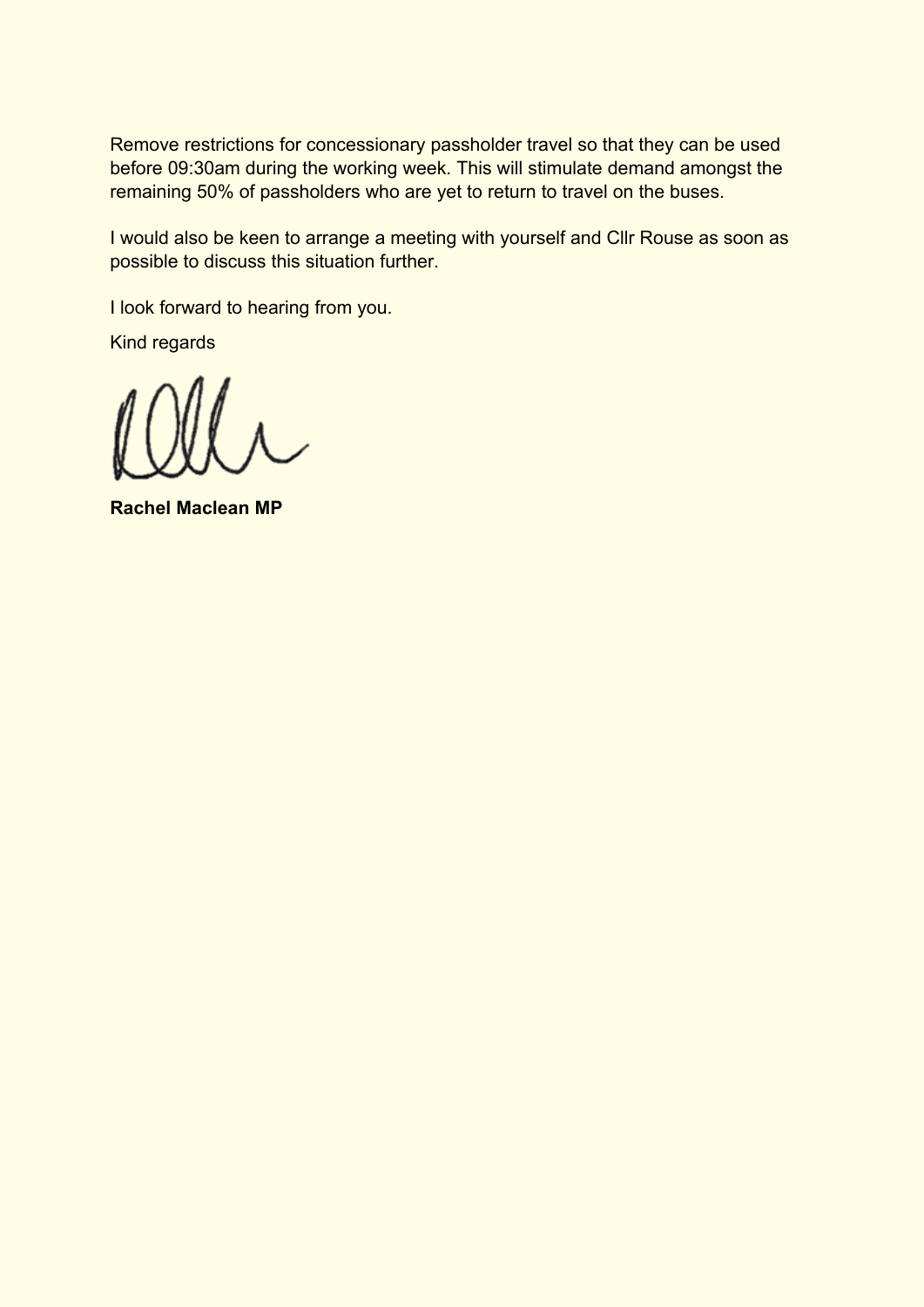Remove restrictions for concessionary passholder travel so that they can be used before 09:30am during the working week. This will stimulate demand amongst the remaining 50% of passholders who are yet to return to travel on the buses.

I would also be keen to arrange a meeting with yourself and Cllr Rouse as soon as possible to discuss this situation further.

I look forward to hearing from you.

Kind regards

**Rachel Maclean MP**